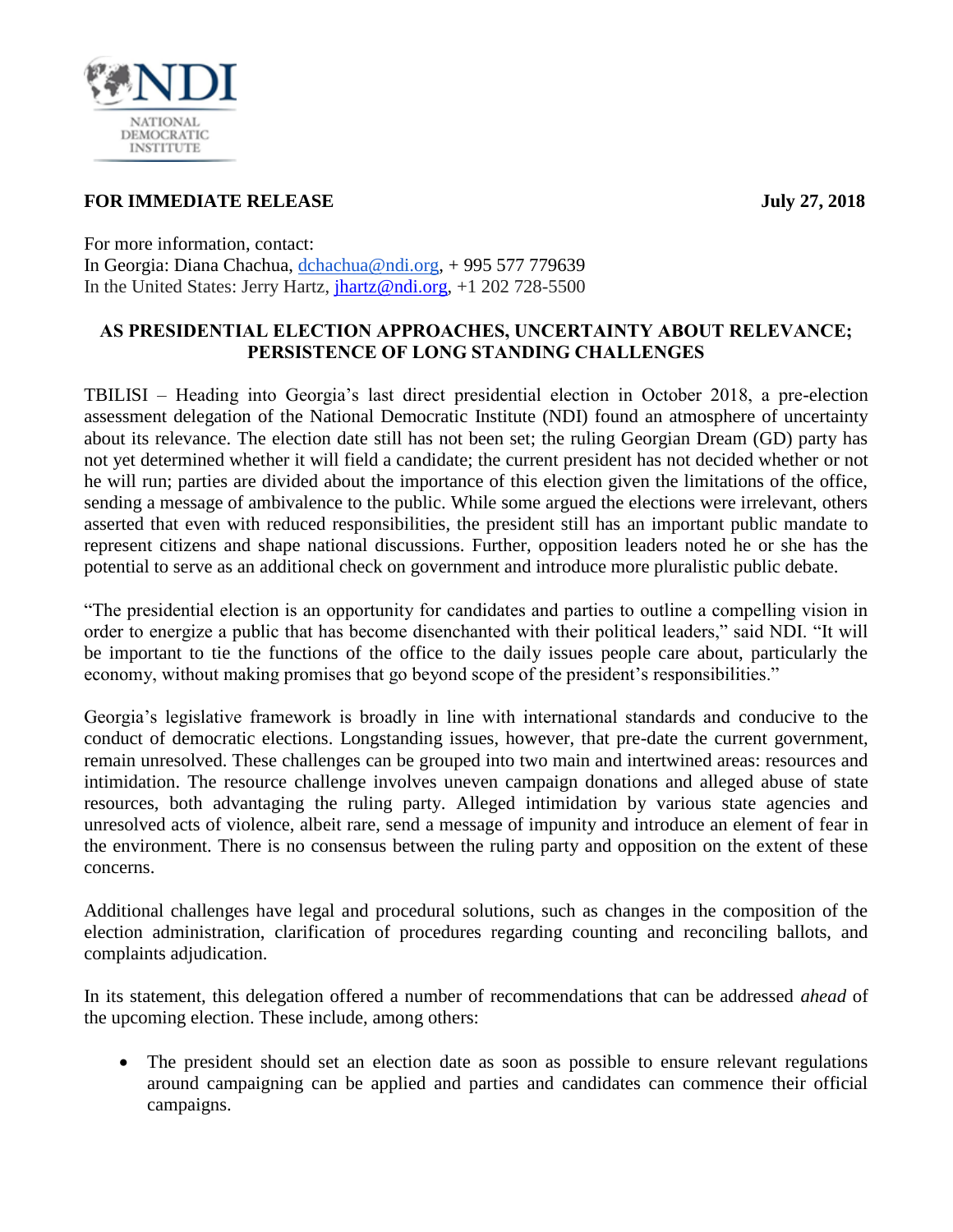**FOR IMMEDIATE RELEASE** **July 27, 2018**

For more information, contact:
In Georgia: Diana Chachua, dchachua@ndi.org, + 995 577 779639
In the United States: Jerry Hartz, jhartz@ndi.org, +1 202 728-5500

## AS PRESIDENTIAL ELECTION APPROACHES, UNCERTAINTY ABOUT RELEVANCE; PERSISTENCE OF LONG STANDING CHALLENGES

TBILISI – Heading into Georgia's last direct presidential election in October 2018, a pre-election assessment delegation of the National Democratic Institute (NDI) found an atmosphere of uncertainty about its relevance. The election date still has not been set; the ruling Georgian Dream (GD) party has not yet determined whether it will field a candidate; the current president has not decided whether or not he will run; parties are divided about the importance of this election given the limitations of the office, sending a message of ambivalence to the public. While some argued the elections were irrelevant, others asserted that even with reduced responsibilities, the president still has an important public mandate to represent citizens and shape national discussions. Further, opposition leaders noted he or she has the potential to serve as an additional check on government and introduce more pluralistic public debate.

"The presidential election is an opportunity for candidates and parties to outline a compelling vision in order to energize a public that has become disenchanted with their political leaders," said NDI. "It will be important to tie the functions of the office to the daily issues people care about, particularly the economy, without making promises that go beyond scope of the president's responsibilities."

Georgia's legislative framework is broadly in line with international standards and conducive to the conduct of democratic elections. Longstanding issues, however, that pre-date the current government, remain unresolved. These challenges can be grouped into two main and intertwined areas: resources and intimidation. The resource challenge involves uneven campaign donations and alleged abuse of state resources, both advantaging the ruling party. Alleged intimidation by various state agencies and unresolved acts of violence, albeit rare, send a message of impunity and introduce an element of fear in the environment. There is no consensus between the ruling party and opposition on the extent of these concerns.

Additional challenges have legal and procedural solutions, such as changes in the composition of the election administration, clarification of procedures regarding counting and reconciling ballots, and complaints adjudication.

In its statement, this delegation offered a number of recommendations that can be addressed *ahead* of the upcoming election. These include, among others:

- The president should set an election date as soon as possible to ensure relevant regulations around campaigning can be applied and parties and candidates can commence their official campaigns.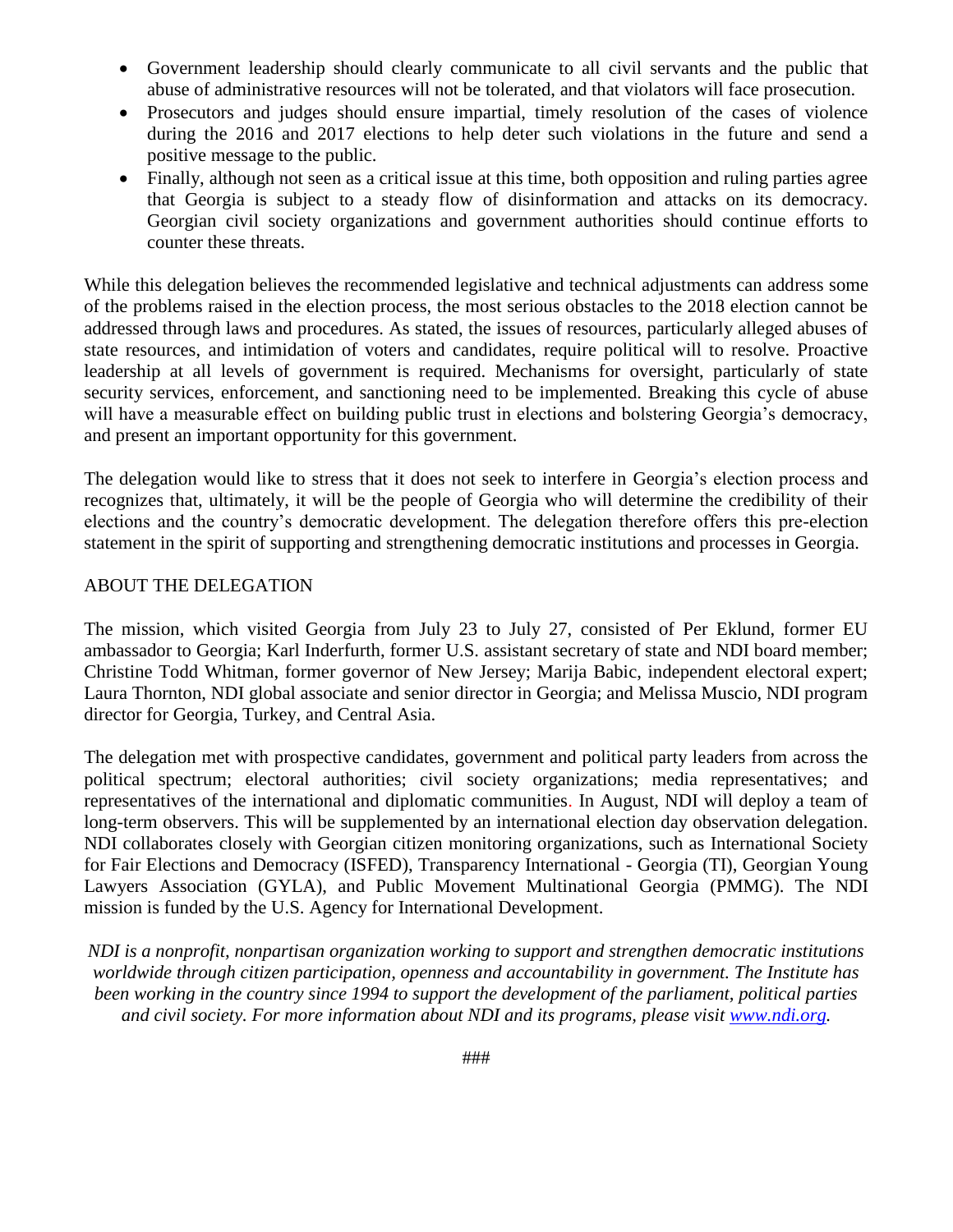- Government leadership should clearly communicate to all civil servants and the public that abuse of administrative resources will not be tolerated, and that violators will face prosecution.
- Prosecutors and judges should ensure impartial, timely resolution of the cases of violence during the 2016 and 2017 elections to help deter such violations in the future and send a positive message to the public.
- Finally, although not seen as a critical issue at this time, both opposition and ruling parties agree that Georgia is subject to a steady flow of disinformation and attacks on its democracy. Georgian civil society organizations and government authorities should continue efforts to counter these threats.

While this delegation believes the recommended legislative and technical adjustments can address some of the problems raised in the election process, the most serious obstacles to the 2018 election cannot be addressed through laws and procedures. As stated, the issues of resources, particularly alleged abuses of state resources, and intimidation of voters and candidates, require political will to resolve. Proactive leadership at all levels of government is required. Mechanisms for oversight, particularly of state security services, enforcement, and sanctioning need to be implemented. Breaking this cycle of abuse will have a measurable effect on building public trust in elections and bolstering Georgia's democracy, and present an important opportunity for this government.

The delegation would like to stress that it does not seek to interfere in Georgia's election process and recognizes that, ultimately, it will be the people of Georgia who will determine the credibility of their elections and the country's democratic development. The delegation therefore offers this pre-election statement in the spirit of supporting and strengthening democratic institutions and processes in Georgia.

## ABOUT THE DELEGATION

The mission, which visited Georgia from July 23 to July 27, consisted of Per Eklund, former EU ambassador to Georgia; Karl Inderfurth, former U.S. assistant secretary of state and NDI board member; Christine Todd Whitman, former governor of New Jersey; Marija Babic, independent electoral expert; Laura Thornton, NDI global associate and senior director in Georgia; and Melissa Muscio, NDI program director for Georgia, Turkey, and Central Asia.

The delegation met with prospective candidates, government and political party leaders from across the political spectrum; electoral authorities; civil society organizations; media representatives; and representatives of the international and diplomatic communities. In August, NDI will deploy a team of long-term observers. This will be supplemented by an international election day observation delegation. NDI collaborates closely with Georgian citizen monitoring organizations, such as International Society for Fair Elections and Democracy (ISFED), Transparency International - Georgia (TI), Georgian Young Lawyers Association (GYLA), and Public Movement Multinational Georgia (PMMG). The NDI mission is funded by the U.S. Agency for International Development.

*NDI is a nonprofit, nonpartisan organization working to support and strengthen democratic institutions worldwide through citizen participation, openness and accountability in government. The Institute has been working in the country since 1994 to support the development of the parliament, political parties and civil society. For more information about NDI and its programs, please visit [www.ndi.org](http://www.ndi.org).*

###